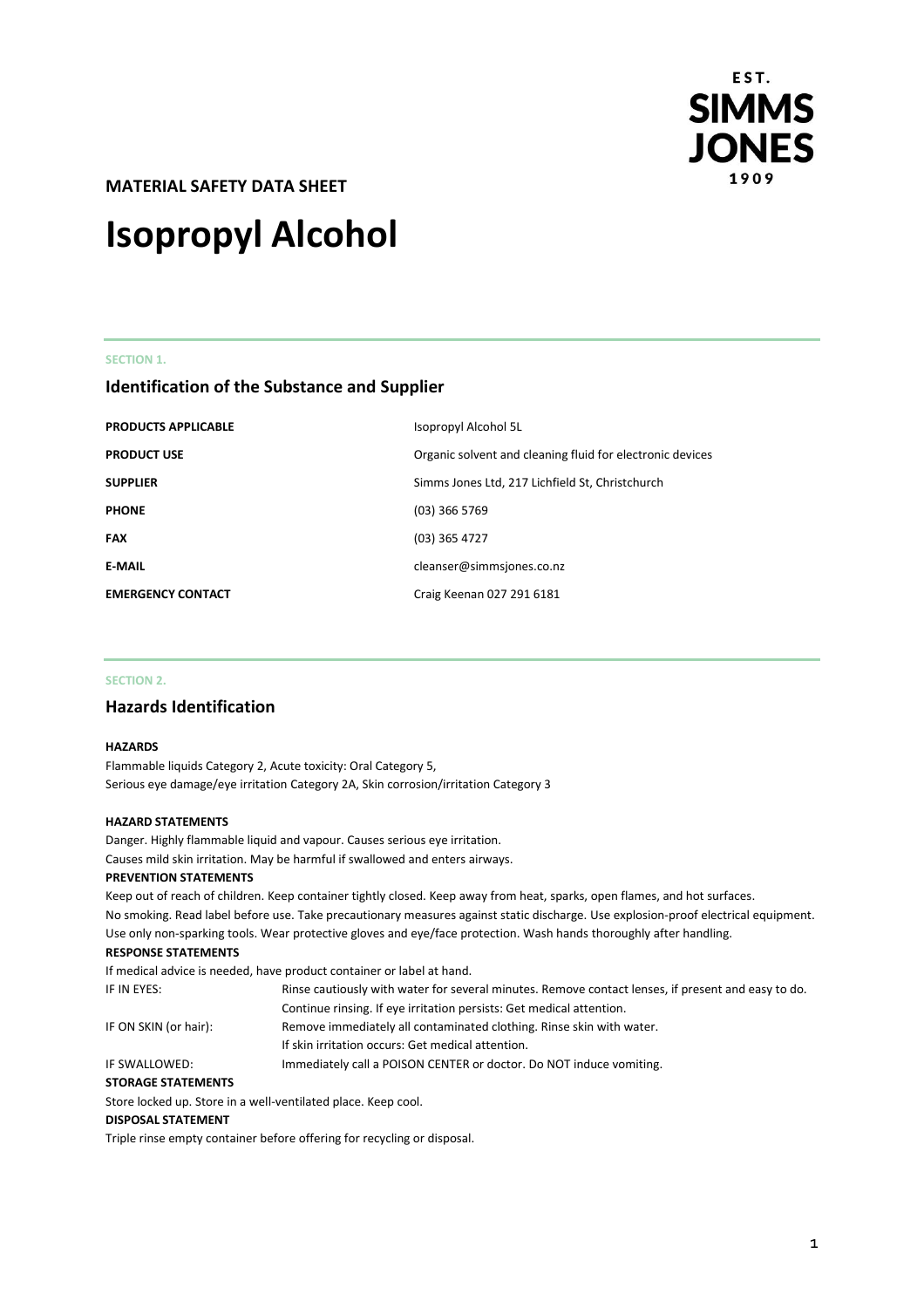**MATERIAL SAFETY DATA SHEET**

# Isopropyl Alcohol

SECTION 1.

## Identification of the Substance and Supplier

| | |
|---|---|
| **PRODUCTS APPLICABLE** | Isopropyl Alcohol 5L |
| **PRODUCT USE** | Organic solvent and cleaning fluid for electronic devices |
| **SUPPLIER** | Simms Jones Ltd, 217 Lichfield St, Christchurch |
| **PHONE** | (03) 366 5769 |
| **FAX** | (03) 365 4727 |
| **E-MAIL** | cleanser@simmsjones.co.nz |
| **EMERGENCY CONTACT** | Craig Keenan 027 291 6181 |

SECTION 2.

## Hazards Identification

**HAZARDS**

Flammable liquids Category 2, Acute toxicity: Oral Category 5,
Serious eye damage/eye irritation Category 2A, Skin corrosion/irritation Category 3

**HAZARD STATEMENTS**

Danger. Highly flammable liquid and vapour. Causes serious eye irritation.
Causes mild skin irritation. May be harmful if swallowed and enters airways.

**PREVENTION STATEMENTS**

Keep out of reach of children. Keep container tightly closed. Keep away from heat, sparks, open flames, and hot surfaces.
No smoking. Read label before use. Take precautionary measures against static discharge. Use explosion-proof electrical equipment.
Use only non-sparking tools. Wear protective gloves and eye/face protection. Wash hands thoroughly after handling.

**RESPONSE STATEMENTS**

If medical advice is needed, have product container or label at hand.

| | |
|---|---|
| IF IN EYES: | Rinse cautiously with water for several minutes. Remove contact lenses, if present and easy to do. Continue rinsing. If eye irritation persists: Get medical attention. |
| IF ON SKIN (or hair): | Remove immediately all contaminated clothing. Rinse skin with water. If skin irritation occurs: Get medical attention. |
| IF SWALLOWED: | Immediately call a POISON CENTER or doctor. Do NOT induce vomiting. |

**STORAGE STATEMENTS**

Store locked up. Store in a well-ventilated place. Keep cool.

**DISPOSAL STATEMENT**

Triple rinse empty container before offering for recycling or disposal.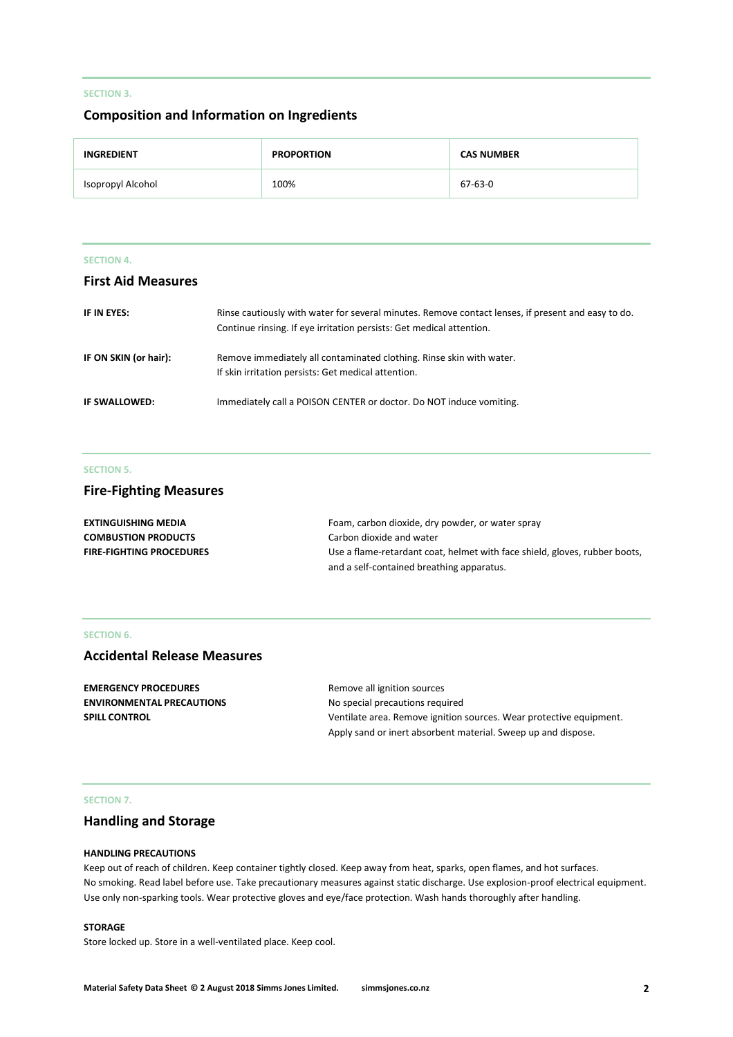SECTION 3.

## Composition and Information on Ingredients

| INGREDIENT | PROPORTION | CAS NUMBER |
|---|---|---|
| Isopropyl Alcohol | 100% | 67-63-0 |

SECTION 4.

## First Aid Measures

**IF IN EYES:** Rinse cautiously with water for several minutes. Remove contact lenses, if present and easy to do. Continue rinsing. If eye irritation persists: Get medical attention.

**IF ON SKIN (or hair):** Remove immediately all contaminated clothing. Rinse skin with water. If skin irritation persists: Get medical attention.

**IF SWALLOWED:** Immediately call a POISON CENTER or doctor. Do NOT induce vomiting.

SECTION 5.

## Fire-Fighting Measures

**EXTINGUISHING MEDIA** Foam, carbon dioxide, dry powder, or water spray

**COMBUSTION PRODUCTS** Carbon dioxide and water

**FIRE-FIGHTING PROCEDURES** Use a flame-retardant coat, helmet with face shield, gloves, rubber boots, and a self-contained breathing apparatus.

SECTION 6.

## Accidental Release Measures

**EMERGENCY PROCEDURES** Remove all ignition sources

**ENVIRONMENTAL PRECAUTIONS** No special precautions required

**SPILL CONTROL** Ventilate area. Remove ignition sources. Wear protective equipment. Apply sand or inert absorbent material. Sweep up and dispose.

SECTION 7.

## Handling and Storage

**HANDLING PRECAUTIONS**

Keep out of reach of children. Keep container tightly closed. Keep away from heat, sparks, open flames, and hot surfaces. No smoking. Read label before use. Take precautionary measures against static discharge. Use explosion-proof electrical equipment. Use only non-sparking tools. Wear protective gloves and eye/face protection. Wash hands thoroughly after handling.

**STORAGE**

Store locked up. Store in a well-ventilated place. Keep cool.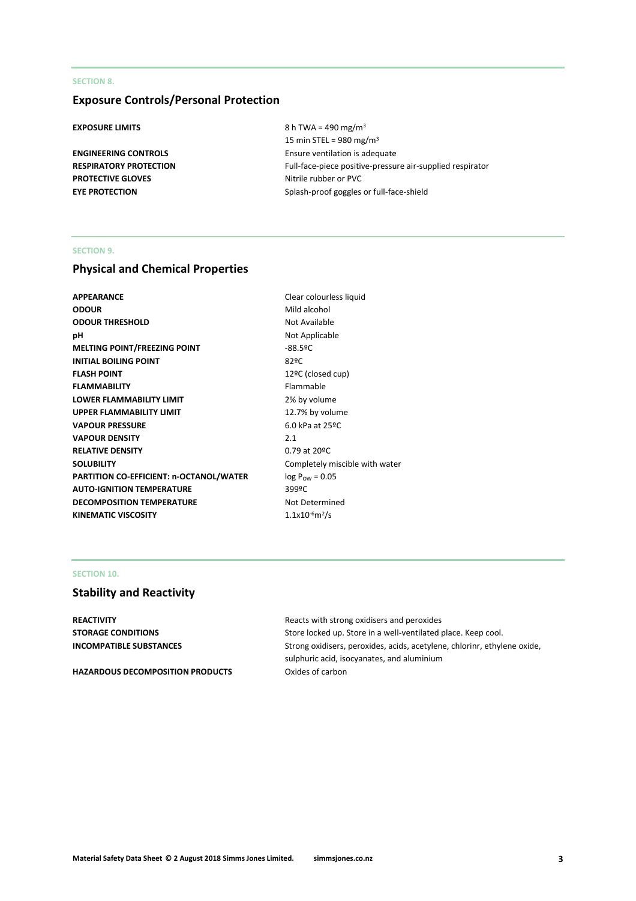SECTION 8.

## Exposure Controls/Personal Protection

| | |
|---|---|
| **EXPOSURE LIMITS** | 8 h TWA = 490 mg/$m^3$<br>15 min STEL = 980 mg/$m^3$ |
| **ENGINEERING CONTROLS** | Ensure ventilation is adequate |
| **RESPIRATORY PROTECTION** | Full-face-piece positive-pressure air-supplied respirator |
| **PROTECTIVE GLOVES** | Nitrile rubber or PVC |
| **EYE PROTECTION** | Splash-proof goggles or full-face-shield |

SECTION 9.

## Physical and Chemical Properties

| | |
|---|---|
| **APPEARANCE** | Clear colourless liquid |
| **ODOUR** | Mild alcohol |
| **ODOUR THRESHOLD** | Not Available |
| **pH** | Not Applicable |
| **MELTING POINT/FREEZING POINT** | -88.5ºC |
| **INITIAL BOILING POINT** | 82ºC |
| **FLASH POINT** | 12ºC (closed cup) |
| **FLAMMABILITY** | Flammable |
| **LOWER FLAMMABILITY LIMIT** | 2% by volume |
| **UPPER FLAMMABILITY LIMIT** | 12.7% by volume |
| **VAPOUR PRESSURE** | 6.0 kPa at 25ºC |
| **VAPOUR DENSITY** | 2.1 |
| **RELATIVE DENSITY** | 0.79 at 20ºC |
| **SOLUBILITY** | Completely miscible with water |
| **PARTITION CO-EFFICIENT: n-OCTANOL/WATER** | $\log P_{OW} = 0.05$ |
| **AUTO-IGNITION TEMPERATURE** | 399ºC |
| **DECOMPOSITION TEMPERATURE** | Not Determined |
| **KINEMATIC VISCOSITY** | $1.1 \times 10^{-6} m^2/s$ |

SECTION 10.

## Stability and Reactivity

| | |
|---|---|
| **REACTIVITY** | Reacts with strong oxidisers and peroxides |
| **STORAGE CONDITIONS** | Store locked up. Store in a well-ventilated place. Keep cool. |
| **INCOMPATIBLE SUBSTANCES** | Strong oxidisers, peroxides, acids, acetylene, chlorinr, ethylene oxide, sulphuric acid, isocyanates, and aluminium |
| **HAZARDOUS DECOMPOSITION PRODUCTS** | Oxides of carbon |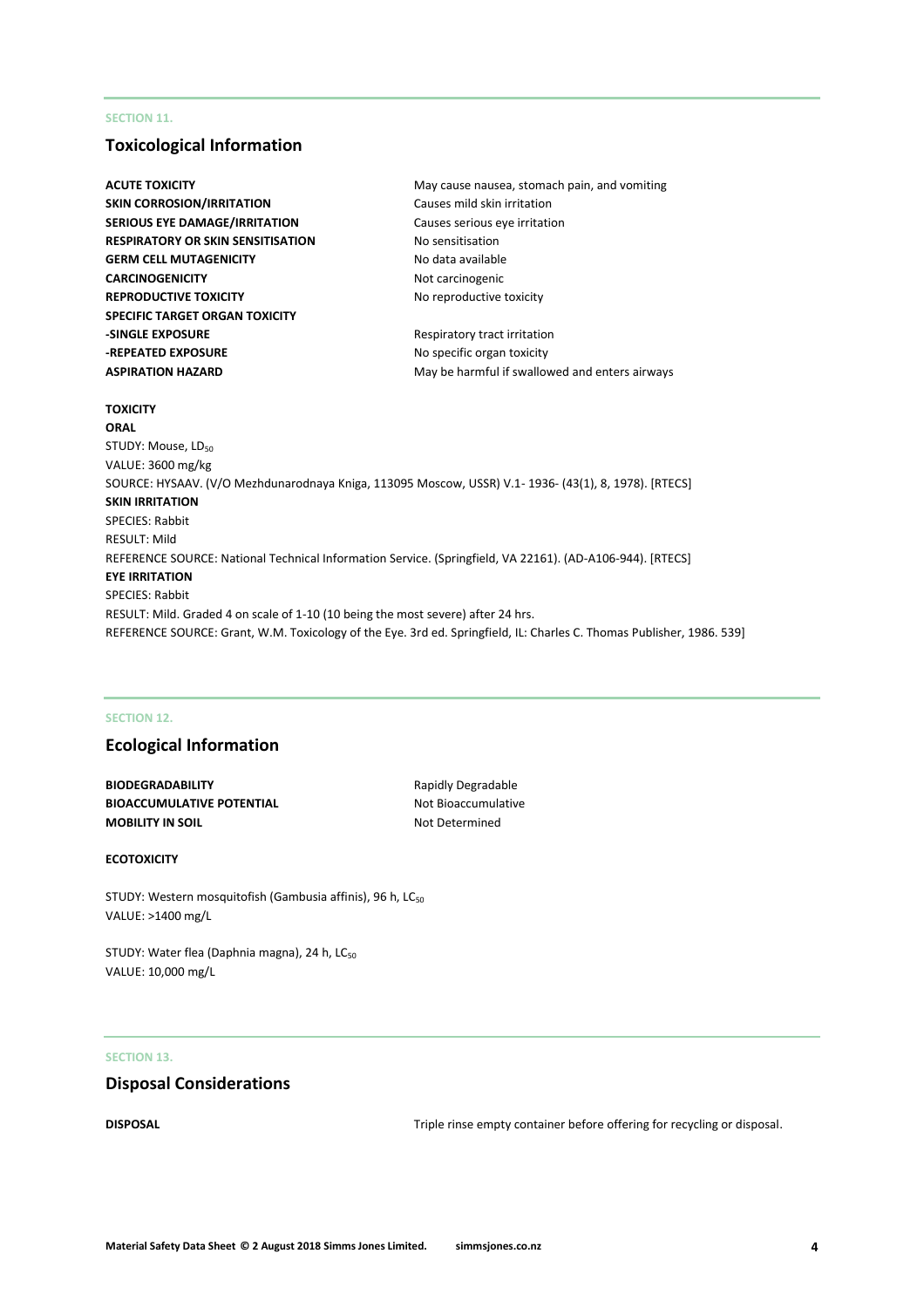SECTION 11.

## Toxicological Information

| | |
|---|---|
| **ACUTE TOXICITY** | May cause nausea, stomach pain, and vomiting |
| **SKIN CORROSION/IRRITATION** | Causes mild skin irritation |
| **SERIOUS EYE DAMAGE/IRRITATION** | Causes serious eye irritation |
| **RESPIRATORY OR SKIN SENSITISATION** | No sensitisation |
| **GERM CELL MUTAGENICITY** | No data available |
| **CARCINOGENICITY** | Not carcinogenic |
| **REPRODUCTIVE TOXICITY** | No reproductive toxicity |
| **SPECIFIC TARGET ORGAN TOXICITY** | |
| **-SINGLE EXPOSURE** | Respiratory tract irritation |
| **-REPEATED EXPOSURE** | No specific organ toxicity |
| **ASPIRATION HAZARD** | May be harmful if swallowed and enters airways |

**TOXICITY**

**ORAL**

STUDY: Mouse, $LD_{50}$

VALUE: 3600 mg/kg

SOURCE: HYSAAV. (V/O Mezhdunarodnaya Kniga, 113095 Moscow, USSR) V.1- 1936- (43(1), 8, 1978). [RTECS]

**SKIN IRRITATION**

SPECIES: Rabbit

RESULT: Mild

REFERENCE SOURCE: National Technical Information Service. (Springfield, VA 22161). (AD-A106-944). [RTECS]

**EYE IRRITATION**

SPECIES: Rabbit

RESULT: Mild. Graded 4 on scale of 1-10 (10 being the most severe) after 24 hrs.

REFERENCE SOURCE: Grant, W.M. Toxicology of the Eye. 3rd ed. Springfield, IL: Charles C. Thomas Publisher, 1986. 539]

SECTION 12.

## Ecological Information

| | |
|---|---|
| **BIODEGRADABILITY** | Rapidly Degradable |
| **BIOACCUMULATIVE POTENTIAL** | Not Bioaccumulative |
| **MOBILITY IN SOIL** | Not Determined |

**ECOTOXICITY**

STUDY: Western mosquitofish (Gambusia affinis), 96 h, $LC_{50}$

VALUE: >1400 mg/L

STUDY: Water flea (Daphnia magna), 24 h, $LC_{50}$

VALUE: 10,000 mg/L

SECTION 13.

## Disposal Considerations

**DISPOSAL** Triple rinse empty container before offering for recycling or disposal.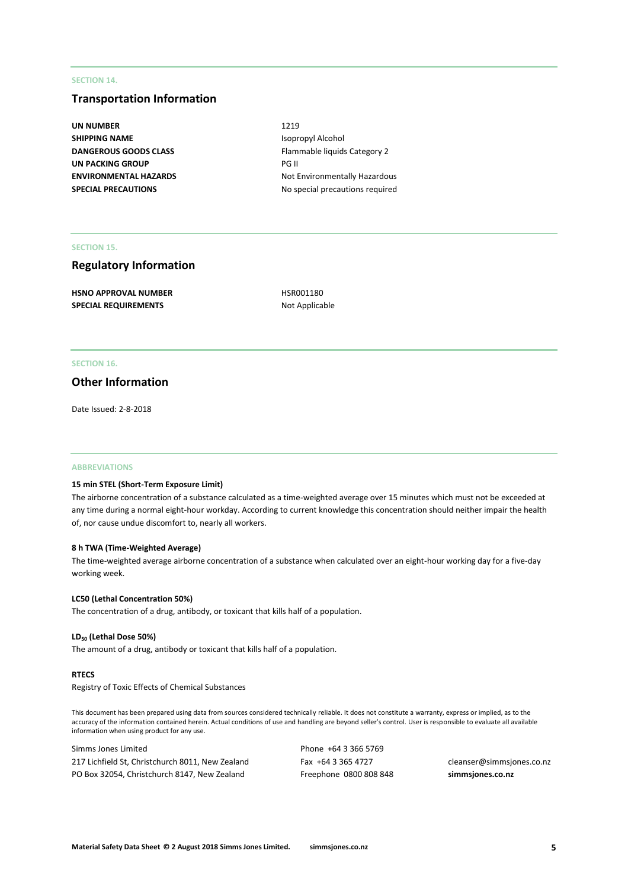SECTION 14.

## Transportation Information

| | |
|---|---|
| **UN NUMBER** | 1219 |
| **SHIPPING NAME** | Isopropyl Alcohol |
| **DANGEROUS GOODS CLASS** | Flammable liquids Category 2 |
| **UN PACKING GROUP** | PG II |
| **ENVIRONMENTAL HAZARDS** | Not Environmentally Hazardous |
| **SPECIAL PRECAUTIONS** | No special precautions required |

SECTION 15.

## Regulatory Information

| | |
|---|---|
| **HSNO APPROVAL NUMBER** | HSR001180 |
| **SPECIAL REQUIREMENTS** | Not Applicable |

SECTION 16.

## Other Information

Date Issued: 2-8-2018

### ABBREVIATIONS

**15 min STEL (Short-Term Exposure Limit)**

The airborne concentration of a substance calculated as a time-weighted average over 15 minutes which must not be exceeded at any time during a normal eight-hour workday. According to current knowledge this concentration should neither impair the health of, nor cause undue discomfort to, nearly all workers.

**8 h TWA (Time-Weighted Average)**

The time-weighted average airborne concentration of a substance when calculated over an eight-hour working day for a five-day working week.

**LC50 (Lethal Concentration 50%)**

The concentration of a drug, antibody, or toxicant that kills half of a population.

**$LD_{50}$ (Lethal Dose 50%)**

The amount of a drug, antibody or toxicant that kills half of a population.

**RTECS**

Registry of Toxic Effects of Chemical Substances

This document has been prepared using data from sources considered technically reliable. It does not constitute a warranty, express or implied, as to the accuracy of the information contained herein. Actual conditions of use and handling are beyond seller's control. User is responsible to evaluate all available information when using product for any use.

Simms Jones Limited
217 Lichfield St, Christchurch 8011, New Zealand
PO Box 32054, Christchurch 8147, New Zealand

Phone +64 3 366 5769
Fax +64 3 365 4727
Freephone 0800 808 848

cleanser@simmsjones.co.nz
**simmsjones.co.nz**